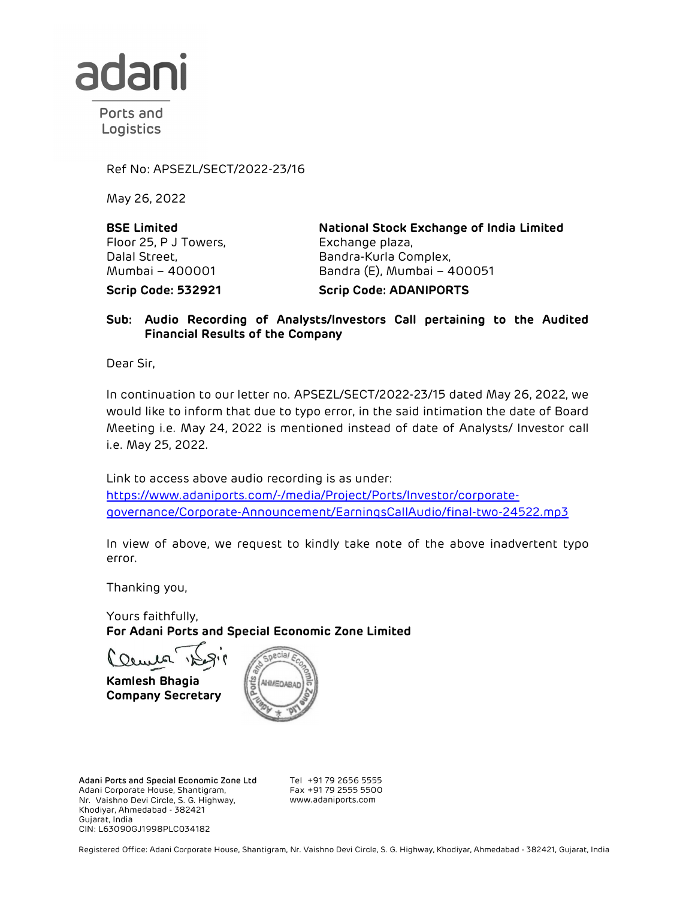adani

Ports and Logistics

Ref No: APSEZL/SECT/2022-23/16

May 26, 2022

| **BSE Limited** | **National Stock Exchange of India Limited** |
|---|---|
| Floor 25, P J Towers, | Exchange plaza, |
| Dalal Street, | Bandra-Kurla Complex, |
| Mumbai – 400001 | Bandra (E), Mumbai – 400051 |
| **Scrip Code: 532921** | **Scrip Code: ADANIPORTS** |

**Sub: Audio Recording of Analysts/Investors Call pertaining to the Audited Financial Results of the Company**

Dear Sir,

In continuation to our letter no. APSEZL/SECT/2022-23/15 dated May 26, 2022, we would like to inform that due to typo error, in the said intimation the date of Board Meeting i.e. May 24, 2022 is mentioned instead of date of Analysts/ Investor call i.e. May 25, 2022.

Link to access above audio recording is as under:
https://www.adaniports.com/-/media/Project/Ports/Investor/corporate-governance/Corporate-Announcement/EarningsCallAudio/final-two-24522.mp3

In view of above, we request to kindly take note of the above inadvertent typo error.

Thanking you,

Yours faithfully,
**For Adani Ports and Special Economic Zone Limited**

**Kamlesh Bhagia**
**Company Secretary**

**Adani Ports and Special Economic Zone Ltd**
Adani Corporate House, Shantigram,
Nr. Vaishno Devi Circle, S. G. Highway,
Khodiyar, Ahmedabad - 382421
Gujarat, India
CIN: L63090GJ1998PLC034182

Tel +91 79 2656 5555
Fax +91 79 2555 5500
www.adaniports.com

Registered Office: Adani Corporate House, Shantigram, Nr. Vaishno Devi Circle, S. G. Highway, Khodiyar, Ahmedabad - 382421, Gujarat, India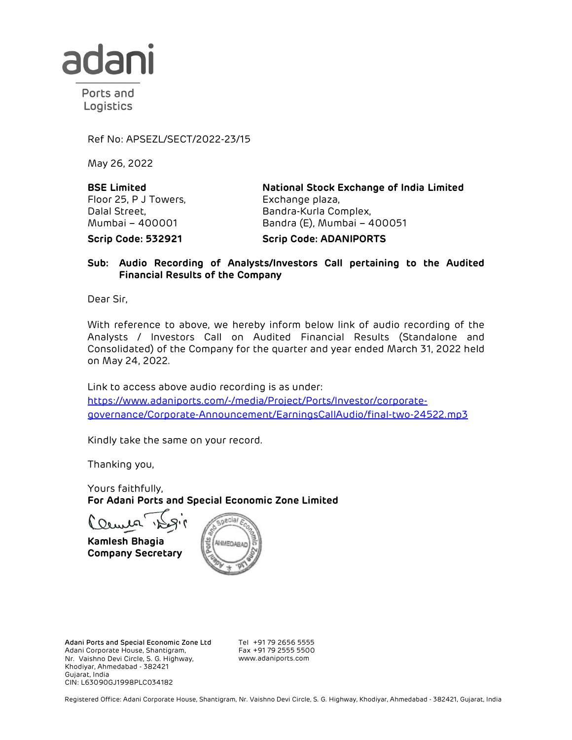adani

Ports and Logistics

Ref No: APSEZL/SECT/2022-23/15

May 26, 2022

| | |
|---|---|
| **BSE Limited** | **National Stock Exchange of India Limited** |
| Floor 25, P J Towers, | Exchange plaza, |
| Dalal Street, | Bandra-Kurla Complex, |
| Mumbai – 400001 | Bandra (E), Mumbai – 400051 |
| **Scrip Code: 532921** | **Scrip Code: ADANIPORTS** |

**Sub: Audio Recording of Analysts/Investors Call pertaining to the Audited Financial Results of the Company**

Dear Sir,

With reference to above, we hereby inform below link of audio recording of the Analysts / Investors Call on Audited Financial Results (Standalone and Consolidated) of the Company for the quarter and year ended March 31, 2022 held on May 24, 2022.

Link to access above audio recording is as under:
https://www.adaniports.com/-/media/Project/Ports/Investor/corporate-governance/Corporate-Announcement/EarningsCallAudio/final-two-24522.mp3

Kindly take the same on your record.

Thanking you,

Yours faithfully,
**For Adani Ports and Special Economic Zone Limited**

**Kamlesh Bhagia**
**Company Secretary**

**Adani Ports and Special Economic Zone Ltd**
Adani Corporate House, Shantigram,
Nr. Vaishno Devi Circle, S. G. Highway,
Khodiyar, Ahmedabad - 382421
Gujarat, India
CIN: L63090GJ1998PLC034182

Tel +91 79 2656 5555
Fax +91 79 2555 5500
www.adaniports.com

Registered Office: Adani Corporate House, Shantigram, Nr. Vaishno Devi Circle, S. G. Highway, Khodiyar, Ahmedabad - 382421, Gujarat, India